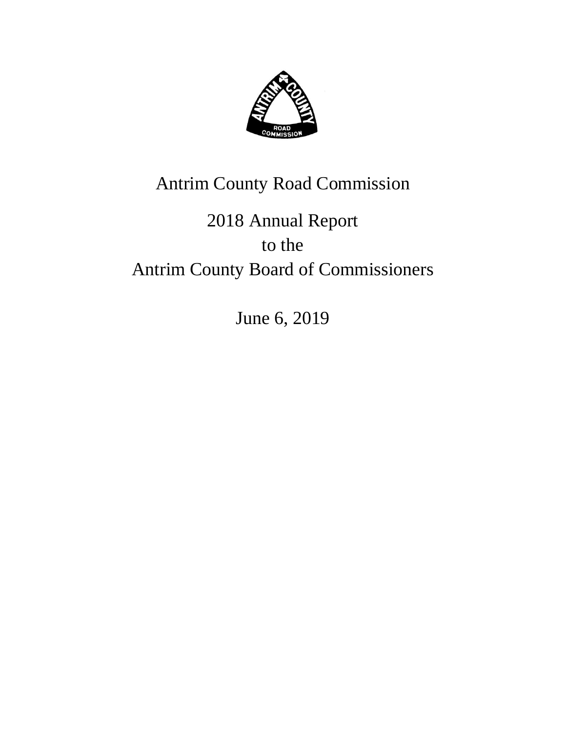Antrim County Road Commission

2018 Annual Report
to the
Antrim County Board of Commissioners

June 6, 2019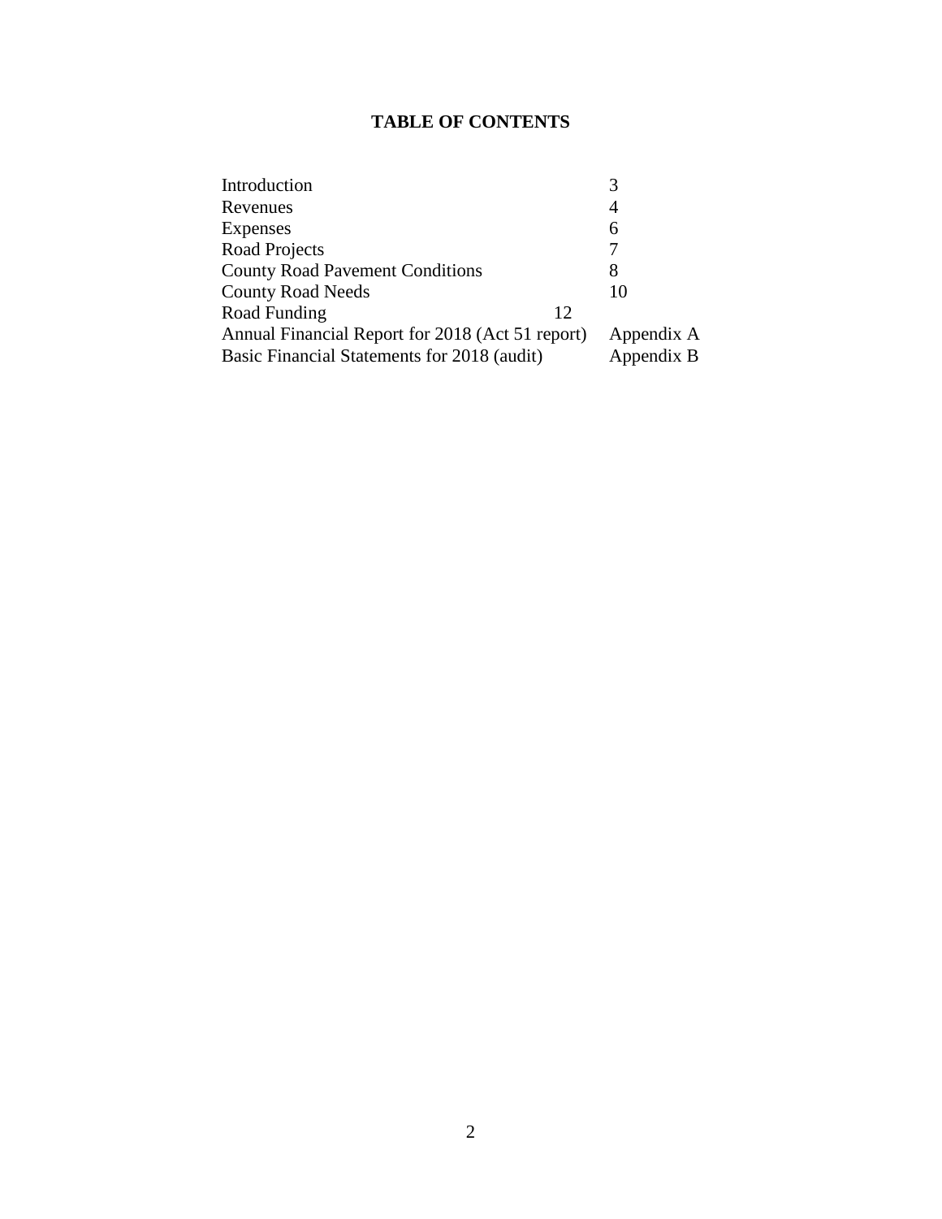# TABLE OF CONTENTS

| | |
|---|---|
| Introduction | 3 |
| Revenues | 4 |
| Expenses | 6 |
| Road Projects | 7 |
| County Road Pavement Conditions | 8 |
| County Road Needs | 10 |
| Road Funding | 12 |
| Annual Financial Report for 2018 (Act 51 report) | Appendix A |
| Basic Financial Statements for 2018 (audit) | Appendix B |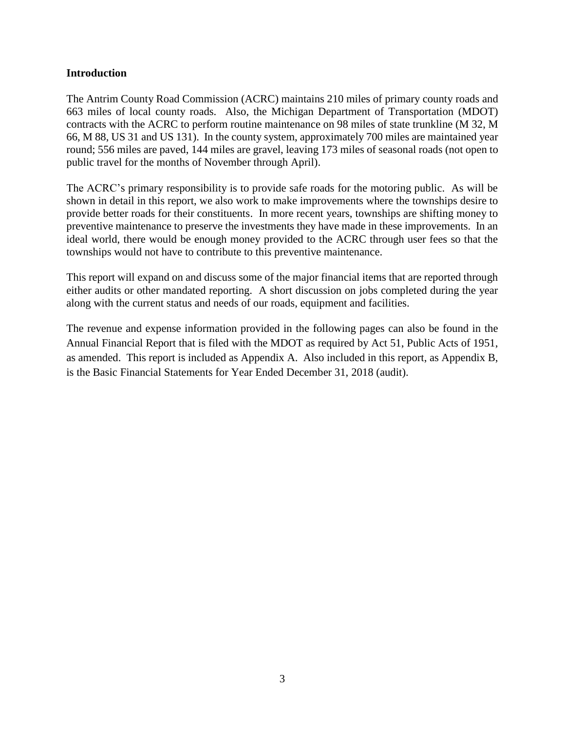## Introduction

The Antrim County Road Commission (ACRC) maintains 210 miles of primary county roads and 663 miles of local county roads. Also, the Michigan Department of Transportation (MDOT) contracts with the ACRC to perform routine maintenance on 98 miles of state trunkline (M 32, M 66, M 88, US 31 and US 131). In the county system, approximately 700 miles are maintained year round; 556 miles are paved, 144 miles are gravel, leaving 173 miles of seasonal roads (not open to public travel for the months of November through April).

The ACRC's primary responsibility is to provide safe roads for the motoring public. As will be shown in detail in this report, we also work to make improvements where the townships desire to provide better roads for their constituents. In more recent years, townships are shifting money to preventive maintenance to preserve the investments they have made in these improvements. In an ideal world, there would be enough money provided to the ACRC through user fees so that the townships would not have to contribute to this preventive maintenance.

This report will expand on and discuss some of the major financial items that are reported through either audits or other mandated reporting. A short discussion on jobs completed during the year along with the current status and needs of our roads, equipment and facilities.

The revenue and expense information provided in the following pages can also be found in the Annual Financial Report that is filed with the MDOT as required by Act 51, Public Acts of 1951, as amended. This report is included as Appendix A. Also included in this report, as Appendix B, is the Basic Financial Statements for Year Ended December 31, 2018 (audit).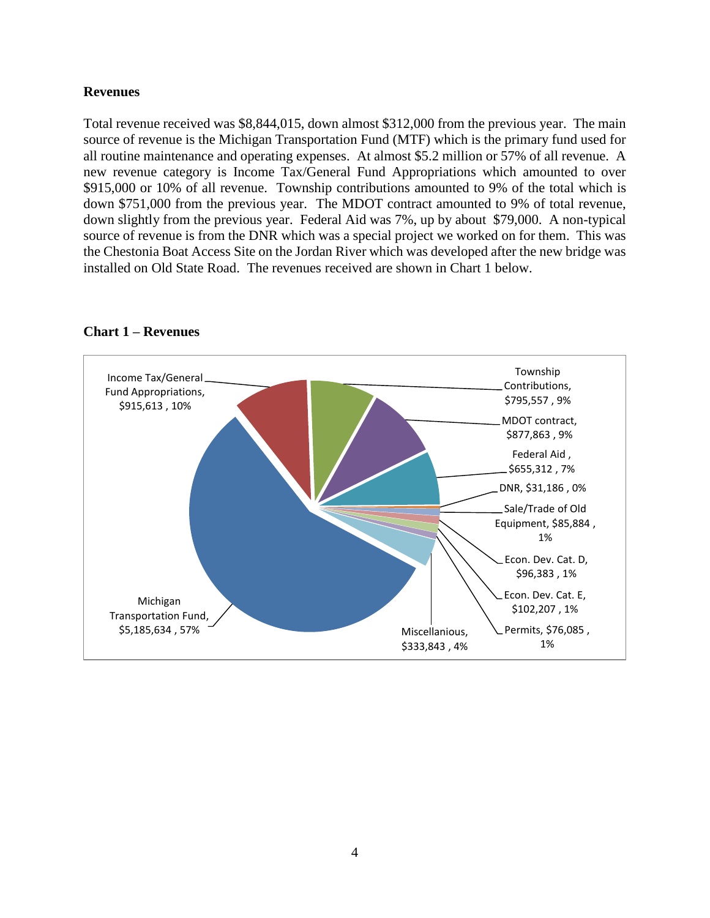## Revenues

Total revenue received was $8,844,015, down almost $312,000 from the previous year. The main source of revenue is the Michigan Transportation Fund (MTF) which is the primary fund used for all routine maintenance and operating expenses. At almost $5.2 million or 57% of all revenue. A new revenue category is Income Tax/General Fund Appropriations which amounted to over $915,000 or 10% of all revenue. Township contributions amounted to 9% of the total which is down $751,000 from the previous year. The MDOT contract amounted to 9% of total revenue, down slightly from the previous year. Federal Aid was 7%, up by about $79,000. A non-typical source of revenue is from the DNR which was a special project we worked on for them. This was the Chestonia Boat Access Site on the Jordan River which was developed after the new bridge was installed on Old State Road. The revenues received are shown in Chart 1 below.

**Chart 1 – Revenues**

| Source | Amount | Percent |
|---|---|---|
| Michigan Transportation Fund | $5,185,634 | 57% |
| Income Tax/General Fund Appropriations | $915,613 | 10% |
| Township Contributions | $795,557 | 9% |
| MDOT contract | $877,863 | 9% |
| Federal Aid | $655,312 | 7% |
| DNR | $31,186 | 0% |
| Sale/Trade of Old Equipment | $85,884 | 1% |
| Econ. Dev. Cat. D | $96,383 | 1% |
| Econ. Dev. Cat. E | $102,207 | 1% |
| Permits | $76,085 | 1% |
| Miscellaneous | $333,843 | 4% |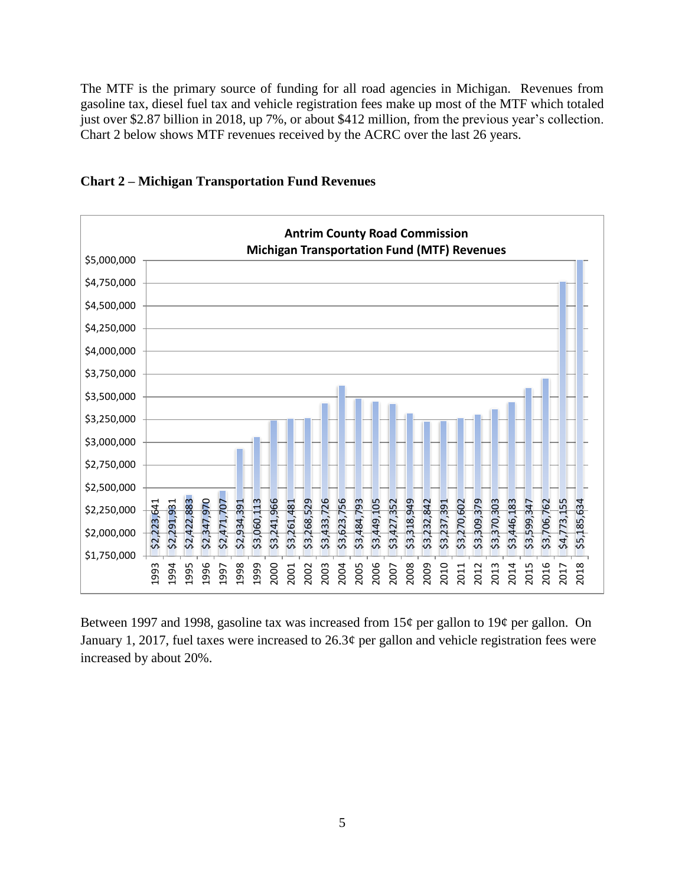The MTF is the primary source of funding for all road agencies in Michigan. Revenues from gasoline tax, diesel fuel tax and vehicle registration fees make up most of the MTF which totaled just over $2.87 billion in 2018, up 7%, or about $412 million, from the previous year's collection. Chart 2 below shows MTF revenues received by the ACRC over the last 26 years.

**Chart 2 – Michigan Transportation Fund Revenues**

**Antrim County Road Commission**
**Michigan Transportation Fund (MTF) Revenues**

| Year | Revenue |
|---|---|
| 1993 | $2,223,641 |
| 1994 | $2,291,931 |
| 1995 | $2,422,883 |
| 1996 | $2,347,970 |
| 1997 | $2,471,707 |
| 1998 | $2,934,391 |
| 1999 | $3,060,113 |
| 2000 | $3,241,966 |
| 2001 | $3,261,481 |
| 2002 | $3,268,529 |
| 2003 | $3,433,726 |
| 2004 | $3,623,756 |
| 2005 | $3,484,793 |
| 2006 | $3,449,105 |
| 2007 | $3,427,352 |
| 2008 | $3,318,949 |
| 2009 | $3,232,842 |
| 2010 | $3,237,391 |
| 2011 | $3,270,602 |
| 2012 | $3,309,379 |
| 2013 | $3,370,303 |
| 2014 | $3,446,183 |
| 2015 | $3,599,347 |
| 2016 | $3,706,762 |
| 2017 | $4,773,155 |
| 2018 | $5,185,634 |

Between 1997 and 1998, gasoline tax was increased from 15¢ per gallon to 19¢ per gallon. On January 1, 2017, fuel taxes were increased to 26.3¢ per gallon and vehicle registration fees were increased by about 20%.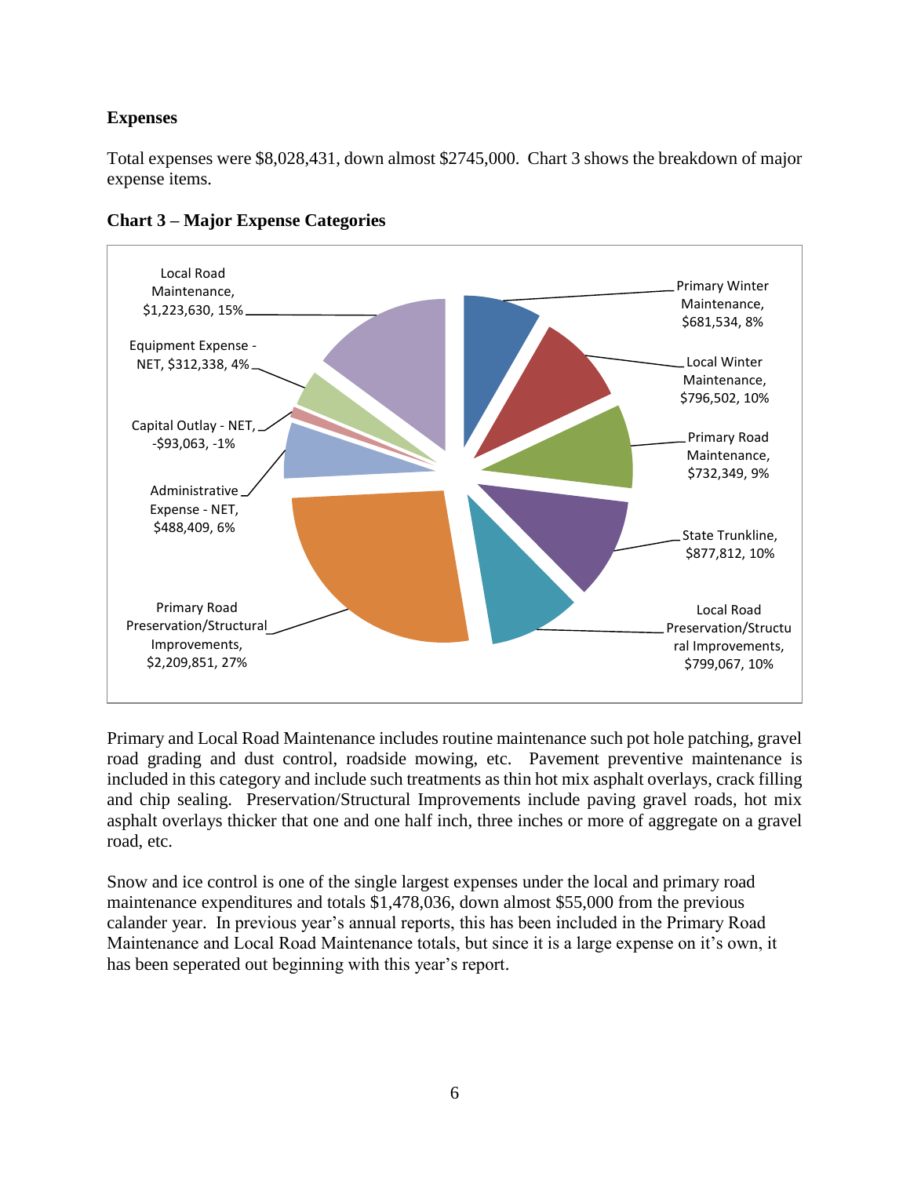**Expenses**

Total expenses were $8,028,431, down almost $2745,000. Chart 3 shows the breakdown of major expense items.

**Chart 3 – Major Expense Categories**

Local Road Maintenance, $1,223,630, 15%

Equipment Expense - NET, $312,338, 4%

Capital Outlay - NET, -$93,063, -1%

Administrative Expense - NET, $488,409, 6%

Primary Road Preservation/Structural Improvements, $2,209,851, 27%

Primary Winter Maintenance, $681,534, 8%

Local Winter Maintenance, $796,502, 10%

Primary Road Maintenance, $732,349, 9%

State Trunkline, $877,812, 10%

Local Road Preservation/Structural Improvements, $799,067, 10%

Primary and Local Road Maintenance includes routine maintenance such pot hole patching, gravel road grading and dust control, roadside mowing, etc. Pavement preventive maintenance is included in this category and include such treatments as thin hot mix asphalt overlays, crack filling and chip sealing. Preservation/Structural Improvements include paving gravel roads, hot mix asphalt overlays thicker that one and one half inch, three inches or more of aggregate on a gravel road, etc.

Snow and ice control is one of the single largest expenses under the local and primary road maintenance expenditures and totals $1,478,036, down almost $55,000 from the previous calander year. In previous year's annual reports, this has been included in the Primary Road Maintenance and Local Road Maintenance totals, but since it is a large expense on it's own, it has been seperated out beginning with this year's report.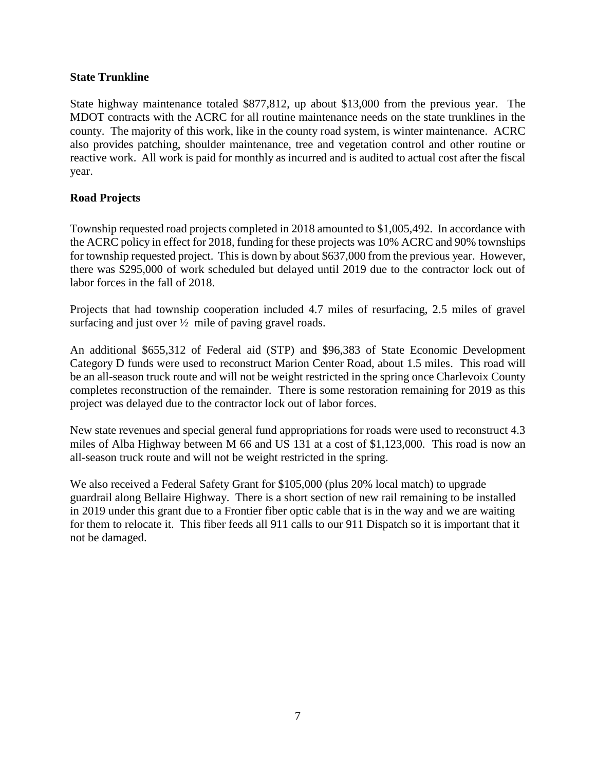**State Trunkline**

State highway maintenance totaled $877,812, up about $13,000 from the previous year. The MDOT contracts with the ACRC for all routine maintenance needs on the state trunklines in the county. The majority of this work, like in the county road system, is winter maintenance. ACRC also provides patching, shoulder maintenance, tree and vegetation control and other routine or reactive work. All work is paid for monthly as incurred and is audited to actual cost after the fiscal year.

**Road Projects**

Township requested road projects completed in 2018 amounted to $1,005,492. In accordance with the ACRC policy in effect for 2018, funding for these projects was 10% ACRC and 90% townships for township requested project. This is down by about $637,000 from the previous year. However, there was $295,000 of work scheduled but delayed until 2019 due to the contractor lock out of labor forces in the fall of 2018.

Projects that had township cooperation included 4.7 miles of resurfacing, 2.5 miles of gravel surfacing and just over ½ mile of paving gravel roads.

An additional $655,312 of Federal aid (STP) and $96,383 of State Economic Development Category D funds were used to reconstruct Marion Center Road, about 1.5 miles. This road will be an all-season truck route and will not be weight restricted in the spring once Charlevoix County completes reconstruction of the remainder. There is some restoration remaining for 2019 as this project was delayed due to the contractor lock out of labor forces.

New state revenues and special general fund appropriations for roads were used to reconstruct 4.3 miles of Alba Highway between M 66 and US 131 at a cost of $1,123,000. This road is now an all-season truck route and will not be weight restricted in the spring.

We also received a Federal Safety Grant for $105,000 (plus 20% local match) to upgrade guardrail along Bellaire Highway. There is a short section of new rail remaining to be installed in 2019 under this grant due to a Frontier fiber optic cable that is in the way and we are waiting for them to relocate it. This fiber feeds all 911 calls to our 911 Dispatch so it is important that it not be damaged.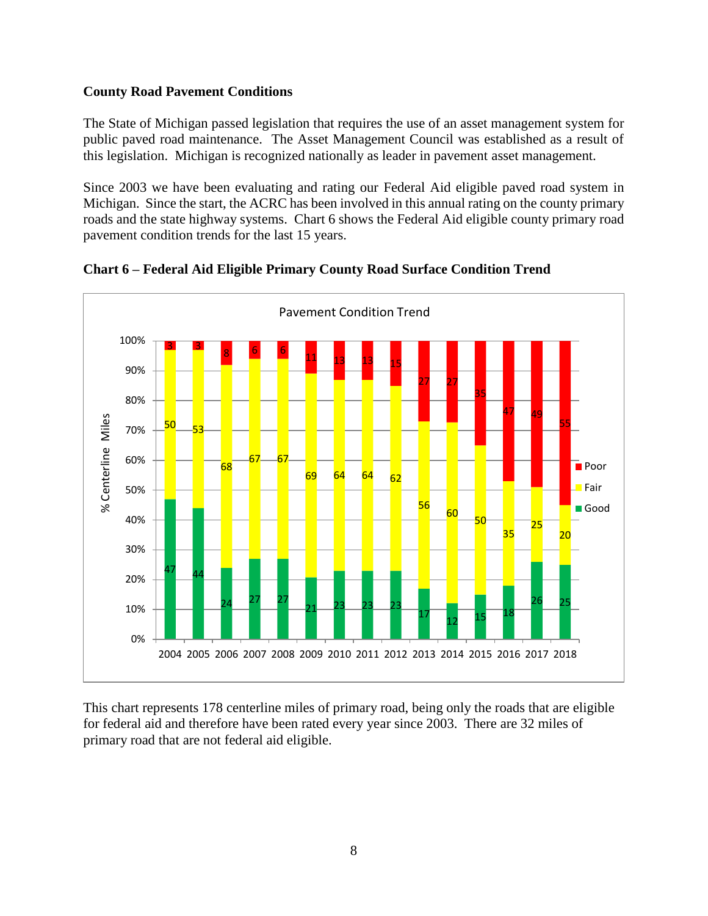**County Road Pavement Conditions**

The State of Michigan passed legislation that requires the use of an asset management system for public paved road maintenance. The Asset Management Council was established as a result of this legislation. Michigan is recognized nationally as leader in pavement asset management.

Since 2003 we have been evaluating and rating our Federal Aid eligible paved road system in Michigan. Since the start, the ACRC has been involved in this annual rating on the county primary roads and the state highway systems. Chart 6 shows the Federal Aid eligible county primary road pavement condition trends for the last 15 years.

**Chart 6 – Federal Aid Eligible Primary County Road Surface Condition Trend**

Pavement Condition Trend

| Year | Good | Fair | Poor |
|---|---|---|---|
| 2004 | 47 | 50 | 3 |
| 2005 | 44 | 53 | 3 |
| 2006 | 24 | 68 | 8 |
| 2007 | 27 | 67 | 6 |
| 2008 | 27 | 67 | 6 |
| 2009 | 21 | 69 | 11 |
| 2010 | 23 | 64 | 13 |
| 2011 | 23 | 64 | 13 |
| 2012 | 23 | 62 | 15 |
| 2013 | 17 | 56 | 27 |
| 2014 | 12 | 60 | 27 |
| 2015 | 15 | 50 | 35 |
| 2016 | 18 | 35 | 47 |
| 2017 | 26 | 25 | 49 |
| 2018 | 25 | 20 | 55 |

This chart represents 178 centerline miles of primary road, being only the roads that are eligible for federal aid and therefore have been rated every year since 2003. There are 32 miles of primary road that are not federal aid eligible.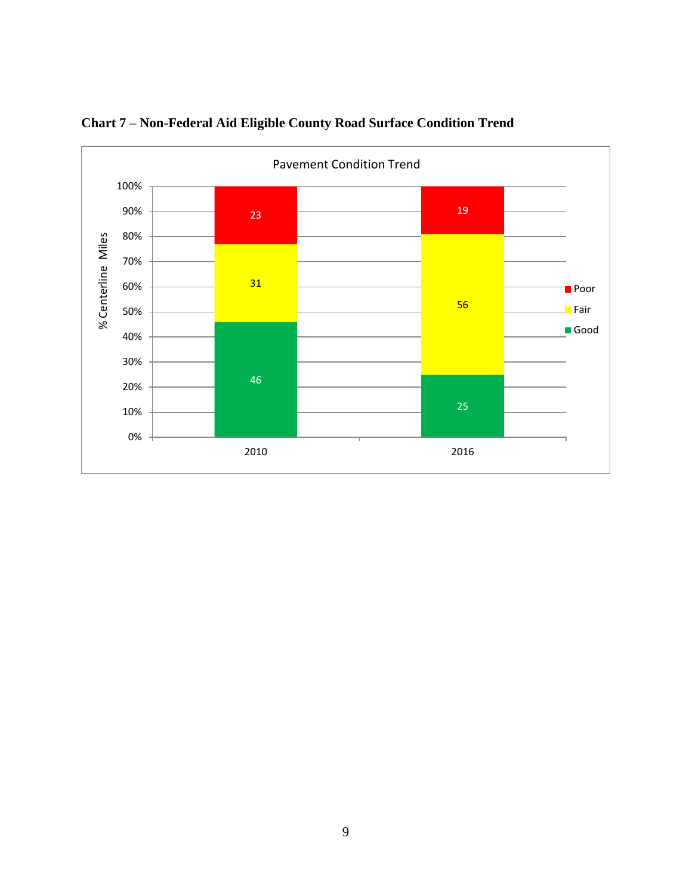**Chart 7 – Non-Federal Aid Eligible County Road Surface Condition Trend**

Pavement Condition Trend

| Year | Good | Fair | Poor |
|---|---|---|---|
| 2010 | 46 | 31 | 23 |
| 2016 | 25 | 56 | 19 |

% Centerline Miles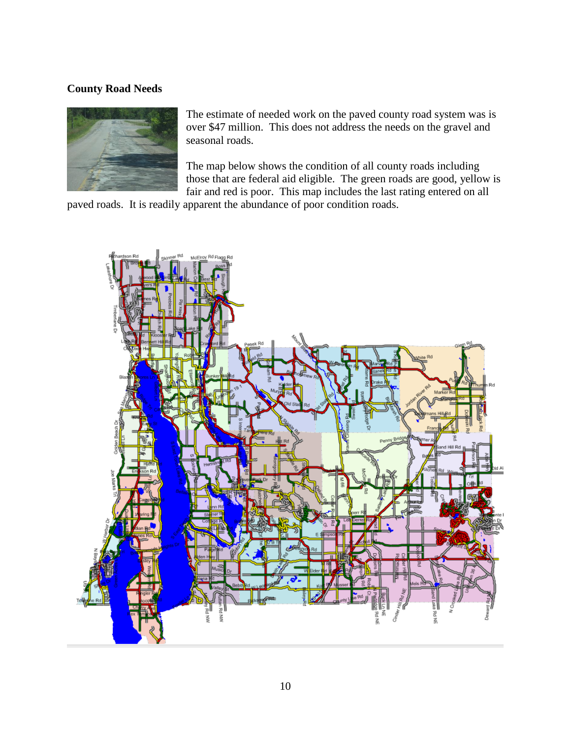**County Road Needs**

The estimate of needed work on the paved county road system was is over $47 million. This does not address the needs on the gravel and seasonal roads.

The map below shows the condition of all county roads including those that are federal aid eligible. The green roads are good, yellow is fair and red is poor. This map includes the last rating entered on all paved roads. It is readily apparent the abundance of poor condition roads.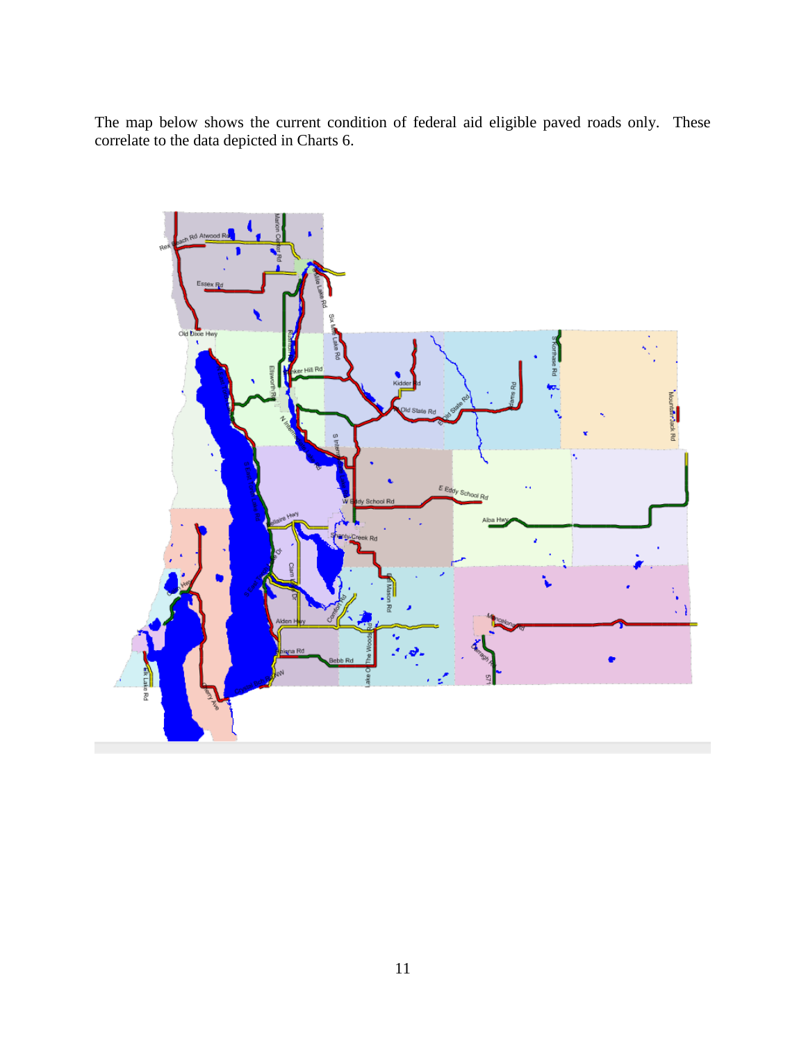The map below shows the current condition of federal aid eligible paved roads only. These correlate to the data depicted in Charts 6.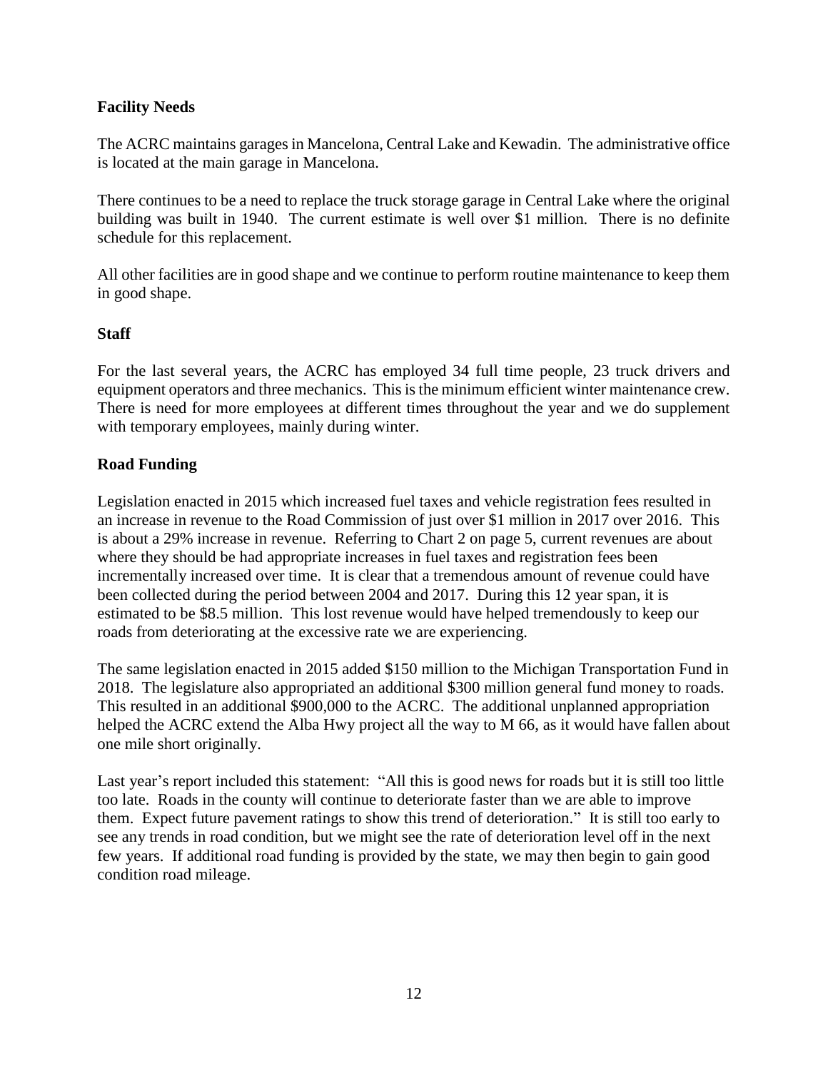### Facility Needs

The ACRC maintains garages in Mancelona, Central Lake and Kewadin. The administrative office is located at the main garage in Mancelona.

There continues to be a need to replace the truck storage garage in Central Lake where the original building was built in 1940. The current estimate is well over $1 million. There is no definite schedule for this replacement.

All other facilities are in good shape and we continue to perform routine maintenance to keep them in good shape.

### Staff

For the last several years, the ACRC has employed 34 full time people, 23 truck drivers and equipment operators and three mechanics. This is the minimum efficient winter maintenance crew. There is need for more employees at different times throughout the year and we do supplement with temporary employees, mainly during winter.

### Road Funding

Legislation enacted in 2015 which increased fuel taxes and vehicle registration fees resulted in an increase in revenue to the Road Commission of just over $1 million in 2017 over 2016. This is about a 29% increase in revenue. Referring to Chart 2 on page 5, current revenues are about where they should be had appropriate increases in fuel taxes and registration fees been incrementally increased over time. It is clear that a tremendous amount of revenue could have been collected during the period between 2004 and 2017. During this 12 year span, it is estimated to be $8.5 million. This lost revenue would have helped tremendously to keep our roads from deteriorating at the excessive rate we are experiencing.

The same legislation enacted in 2015 added $150 million to the Michigan Transportation Fund in 2018. The legislature also appropriated an additional $300 million general fund money to roads. This resulted in an additional $900,000 to the ACRC. The additional unplanned appropriation helped the ACRC extend the Alba Hwy project all the way to M 66, as it would have fallen about one mile short originally.

Last year's report included this statement: "All this is good news for roads but it is still too little too late. Roads in the county will continue to deteriorate faster than we are able to improve them. Expect future pavement ratings to show this trend of deterioration." It is still too early to see any trends in road condition, but we might see the rate of deterioration level off in the next few years. If additional road funding is provided by the state, we may then begin to gain good condition road mileage.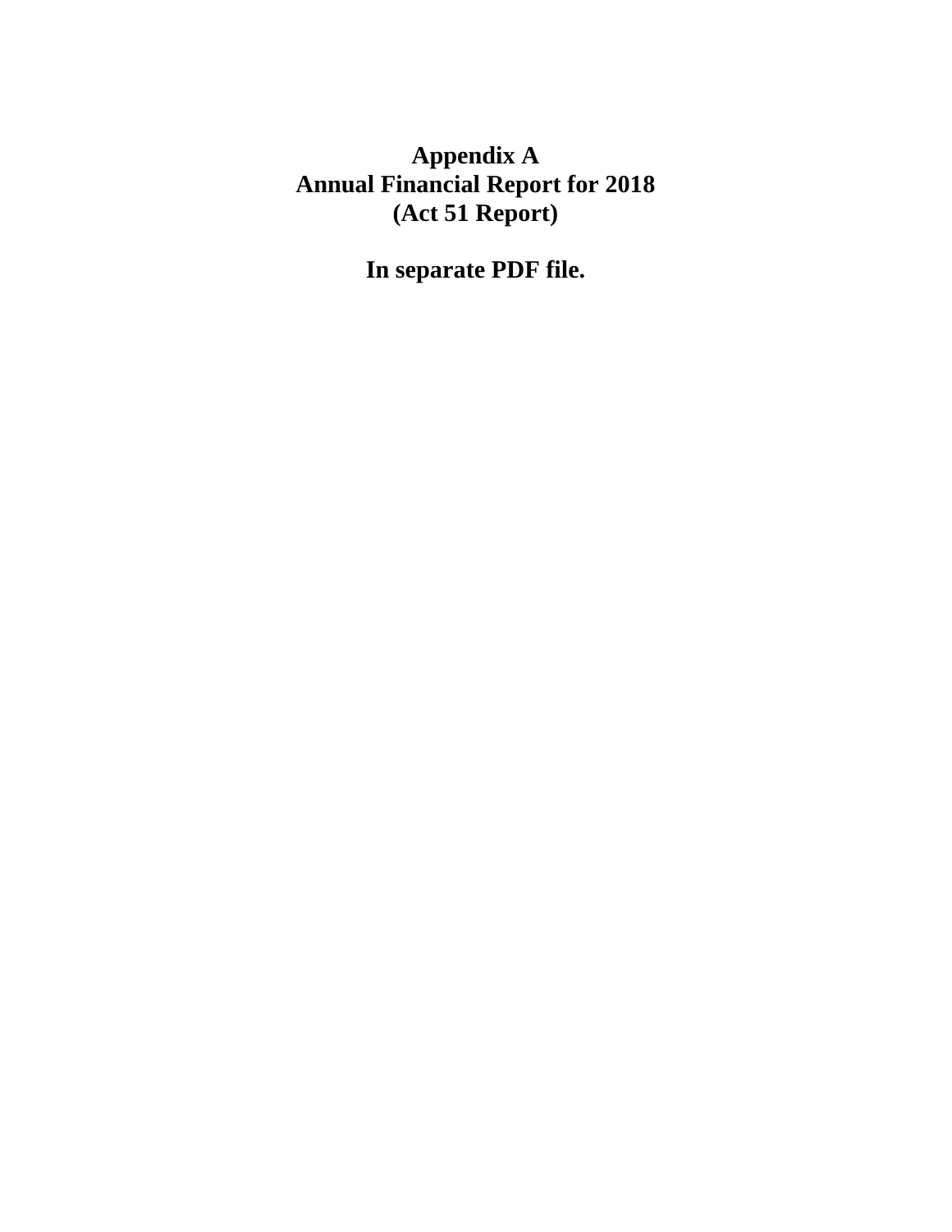# Appendix A
# Annual Financial Report for 2018
# (Act 51 Report)

**In separate PDF file.**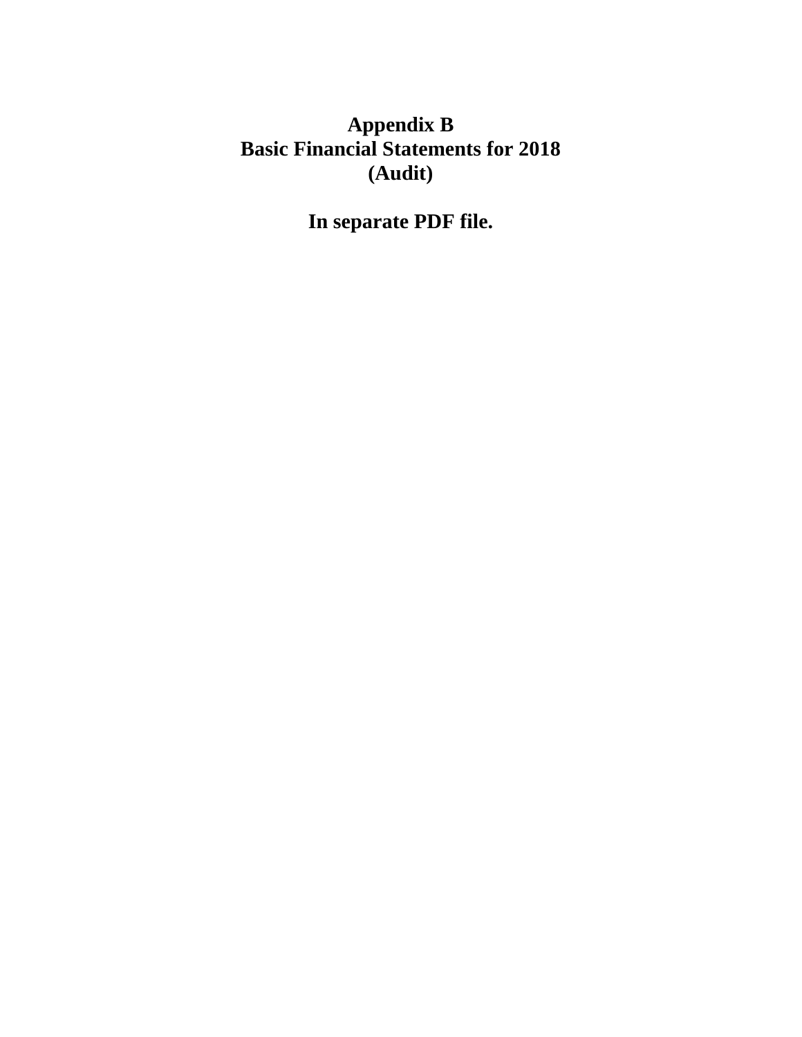# Appendix B
# Basic Financial Statements for 2018
# (Audit)

**In separate PDF file.**